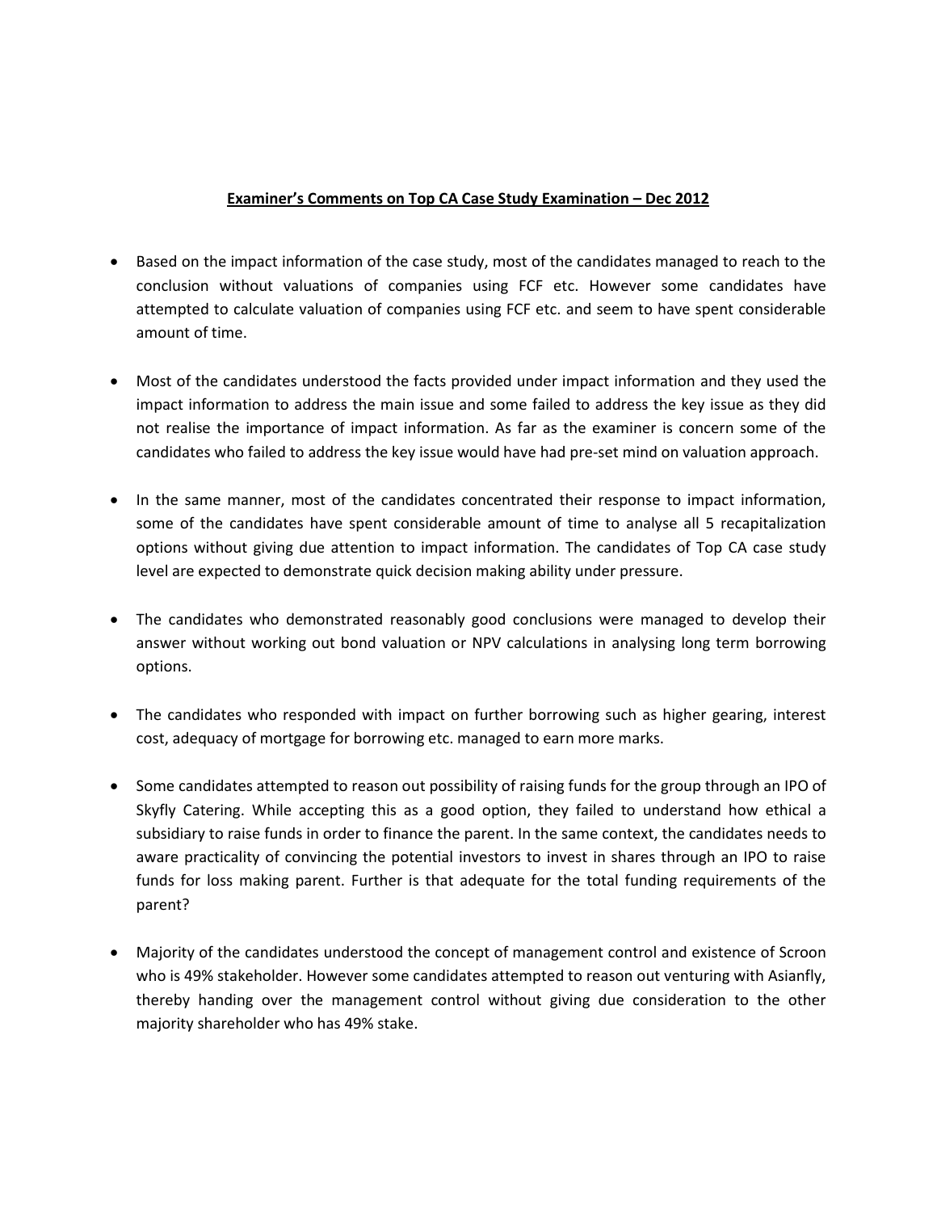**Examiner's Comments on Top CA Case Study Examination – Dec 2012**

- Based on the impact information of the case study, most of the candidates managed to reach to the conclusion without valuations of companies using FCF etc. However some candidates have attempted to calculate valuation of companies using FCF etc. and seem to have spent considerable amount of time.

- Most of the candidates understood the facts provided under impact information and they used the impact information to address the main issue and some failed to address the key issue as they did not realise the importance of impact information. As far as the examiner is concern some of the candidates who failed to address the key issue would have had pre-set mind on valuation approach.

- In the same manner, most of the candidates concentrated their response to impact information, some of the candidates have spent considerable amount of time to analyse all 5 recapitalization options without giving due attention to impact information. The candidates of Top CA case study level are expected to demonstrate quick decision making ability under pressure.

- The candidates who demonstrated reasonably good conclusions were managed to develop their answer without working out bond valuation or NPV calculations in analysing long term borrowing options.

- The candidates who responded with impact on further borrowing such as higher gearing, interest cost, adequacy of mortgage for borrowing etc. managed to earn more marks.

- Some candidates attempted to reason out possibility of raising funds for the group through an IPO of Skyfly Catering. While accepting this as a good option, they failed to understand how ethical a subsidiary to raise funds in order to finance the parent. In the same context, the candidates needs to aware practicality of convincing the potential investors to invest in shares through an IPO to raise funds for loss making parent. Further is that adequate for the total funding requirements of the parent?

- Majority of the candidates understood the concept of management control and existence of Scroon who is 49% stakeholder. However some candidates attempted to reason out venturing with Asianfly, thereby handing over the management control without giving due consideration to the other majority shareholder who has 49% stake.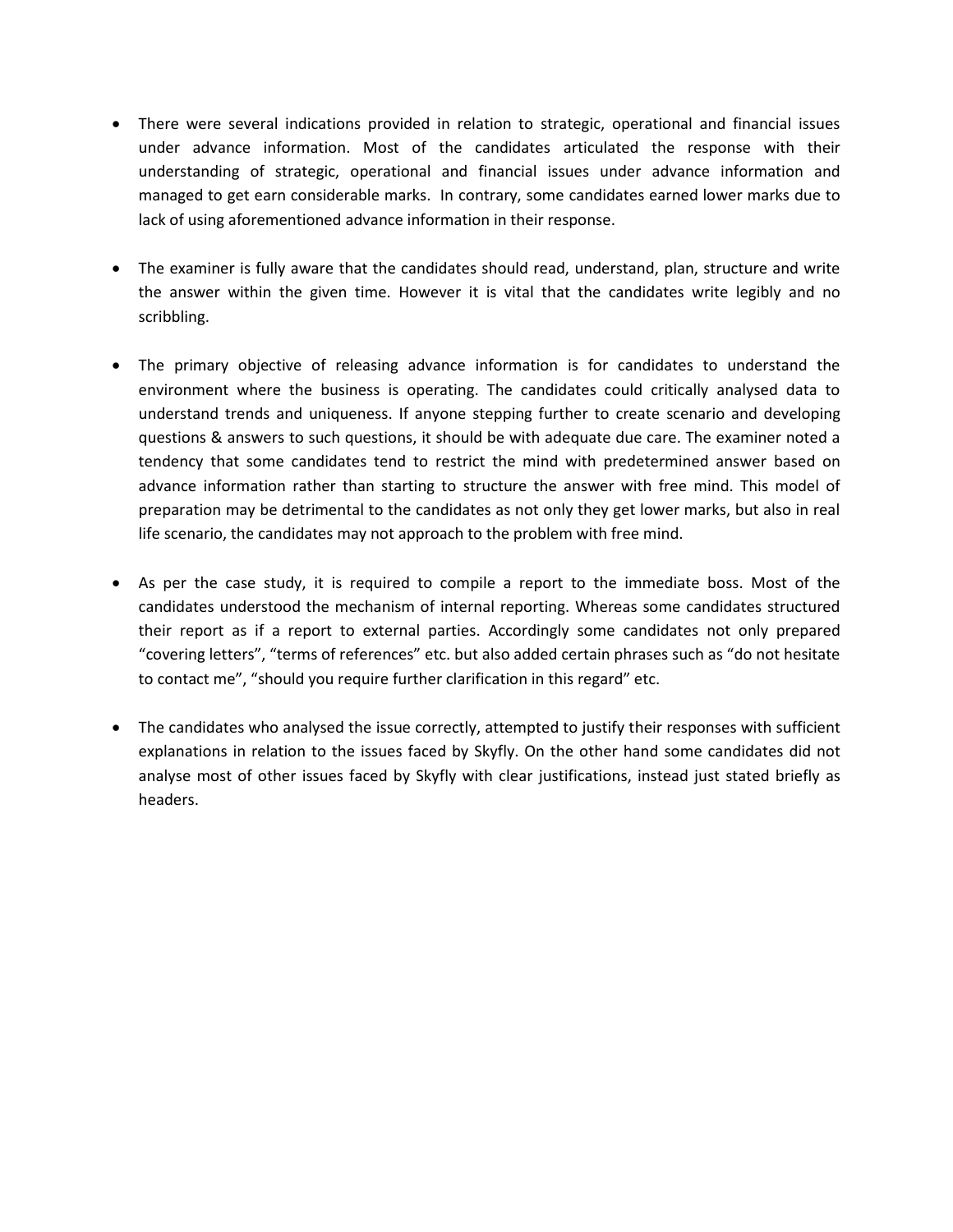- There were several indications provided in relation to strategic, operational and financial issues under advance information. Most of the candidates articulated the response with their understanding of strategic, operational and financial issues under advance information and managed to get earn considerable marks. In contrary, some candidates earned lower marks due to lack of using aforementioned advance information in their response.

- The examiner is fully aware that the candidates should read, understand, plan, structure and write the answer within the given time. However it is vital that the candidates write legibly and no scribbling.

- The primary objective of releasing advance information is for candidates to understand the environment where the business is operating. The candidates could critically analysed data to understand trends and uniqueness. If anyone stepping further to create scenario and developing questions & answers to such questions, it should be with adequate due care. The examiner noted a tendency that some candidates tend to restrict the mind with predetermined answer based on advance information rather than starting to structure the answer with free mind. This model of preparation may be detrimental to the candidates as not only they get lower marks, but also in real life scenario, the candidates may not approach to the problem with free mind.

- As per the case study, it is required to compile a report to the immediate boss. Most of the candidates understood the mechanism of internal reporting. Whereas some candidates structured their report as if a report to external parties. Accordingly some candidates not only prepared "covering letters", "terms of references" etc. but also added certain phrases such as "do not hesitate to contact me", "should you require further clarification in this regard" etc.

- The candidates who analysed the issue correctly, attempted to justify their responses with sufficient explanations in relation to the issues faced by Skyfly. On the other hand some candidates did not analyse most of other issues faced by Skyfly with clear justifications, instead just stated briefly as headers.